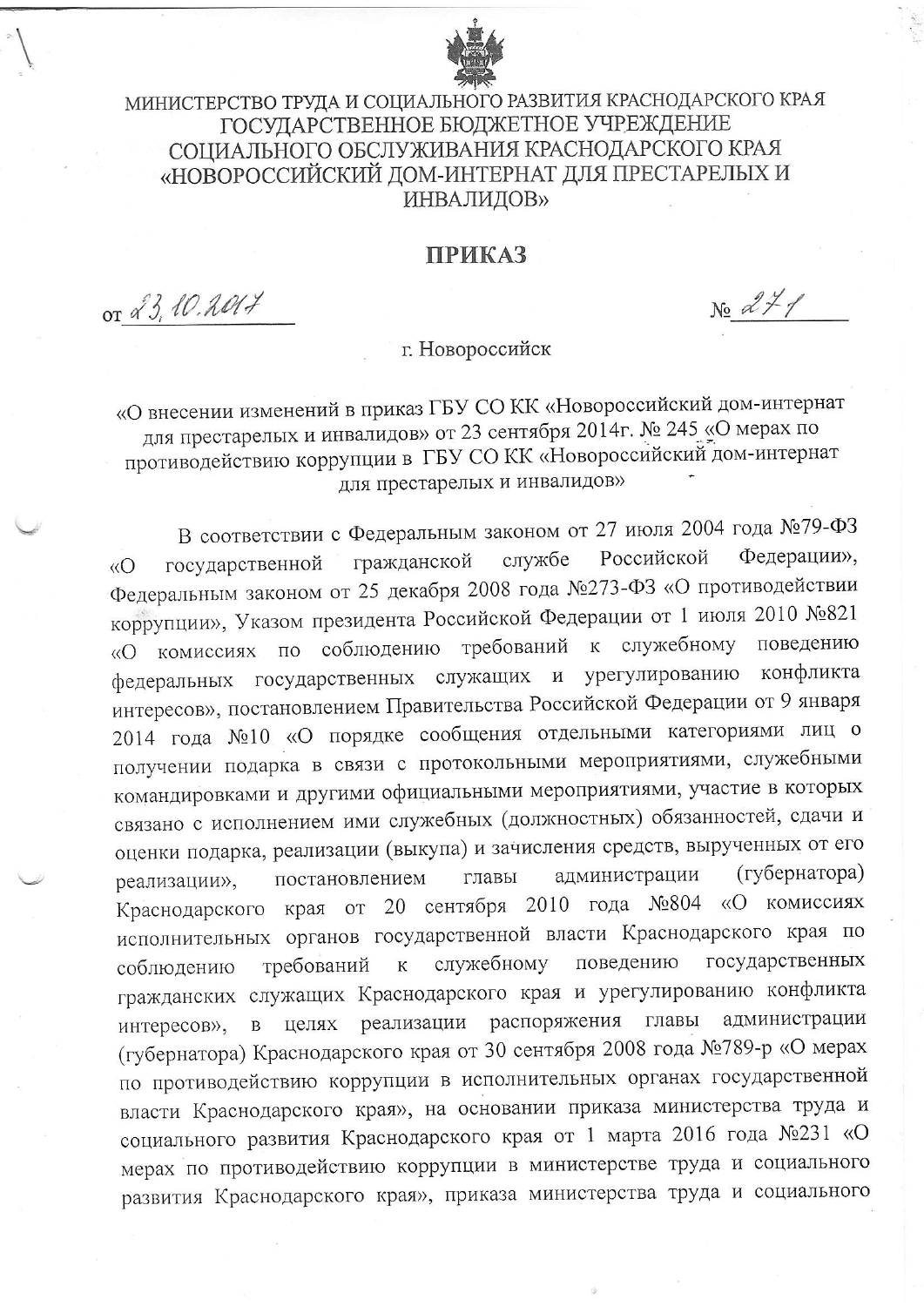МИНИСТЕРСТВО ТРУДА И СОЦИАЛЬНОГО РАЗВИТИЯ КРАСНОДАРСКОГО КРАЯ
ГОСУДАРСТВЕННОЕ БЮДЖЕТНОЕ УЧРЕЖДЕНИЕ
СОЦИАЛЬНОГО ОБСЛУЖИВАНИЯ КРАСНОДАРСКОГО КРАЯ
«НОВОРОССИЙСКИЙ ДОМ-ИНТЕРНАТ ДЛЯ ПРЕСТАРЕЛЫХ И ИНВАЛИДОВ»

# ПРИКАЗ

от 23.10.2017 № 271

г. Новороссийск

«О внесении изменений в приказ ГБУ СО КК «Новороссийский дом-интернат для престарелых и инвалидов» от 23 сентября 2014г. № 245 «О мерах по противодействию коррупции в ГБУ СО КК «Новороссийский дом-интернат для престарелых и инвалидов»

В соответствии с Федеральным законом от 27 июля 2004 года №79-ФЗ «О государственной гражданской службе Российской Федерации», Федеральным законом от 25 декабря 2008 года №273-ФЗ «О противодействии коррупции», Указом президента Российской Федерации от 1 июля 2010 №821 «О комиссиях по соблюдению требований к служебному поведению федеральных государственных служащих и урегулированию конфликта интересов», постановлением Правительства Российской Федерации от 9 января 2014 года №10 «О порядке сообщения отдельными категориями лиц о получении подарка в связи с протокольными мероприятиями, служебными командировками и другими официальными мероприятиями, участие в которых связано с исполнением ими служебных (должностных) обязанностей, сдачи и оценки подарка, реализации (выкупа) и зачисления средств, вырученных от его реализации», постановлением главы администрации (губернатора) Краснодарского края от 20 сентября 2010 года №804 «О комиссиях исполнительных органов государственной власти Краснодарского края по соблюдению требований к служебному поведению государственных гражданских служащих Краснодарского края и урегулированию конфликта интересов», в целях реализации распоряжения главы администрации (губернатора) Краснодарского края от 30 сентября 2008 года №789-р «О мерах по противодействию коррупции в исполнительных органах государственной власти Краснодарского края», на основании приказа министерства труда и социального развития Краснодарского края от 1 марта 2016 года №231 «О мерах по противодействию коррупции в министерстве труда и социального развития Краснодарского края», приказа министерства труда и социального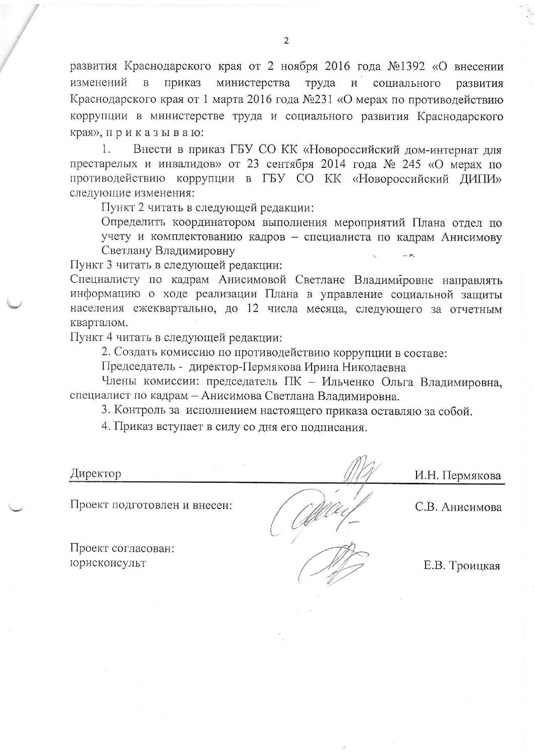развития Краснодарского края от 2 ноября 2016 года №1392 «О внесении изменений в приказ министерства труда и социального развития Краснодарского края от 1 марта 2016 года №231 «О мерах по противодействию коррупции в министерстве труда и социального развития Краснодарского края», п р и к а з ы в а ю:

1. Внести в приказ ГБУ СО КК «Новороссийский дом-интернат для престарелых и инвалидов» от 23 сентября 2014 года № 245 «О мерах по противодействию коррупции в ГБУ СО КК «Новороссийский ДИПИ» следующие изменения:

Пункт 2 читать в следующей редакции:

Определить координатором выполнения мероприятий Плана отдел по учету и комплектованию кадров – специалиста по кадрам Анисимову Светлану Владимировну

Пункт 3 читать в следующей редакции:

Специалисту по кадрам Анисимовой Светлане Владимировне направлять информацию о ходе реализации Плана в управление социальной защиты населения ежеквартально, до 12 числа месяца, следующего за отчетным кварталом.

Пункт 4 читать в следующей редакции:

2. Создать комиссию по противодействию коррупции в составе:

Председатель - директор-Пермякова Ирина Николаевна

Члены комиссии: председатель ПК – Ильченко Ольга Владимировна, специалист по кадрам – Анисимова Светлана Владимировна.

3. Контроль за исполнением настоящего приказа оставляю за собой.

4. Приказ вступает в силу со дня его подписания.

Директор И.Н. Пермякова

Проект подготовлен и внесен: С.В. Анисимова

Проект согласован:
юрисконсульт Е.В. Троицкая